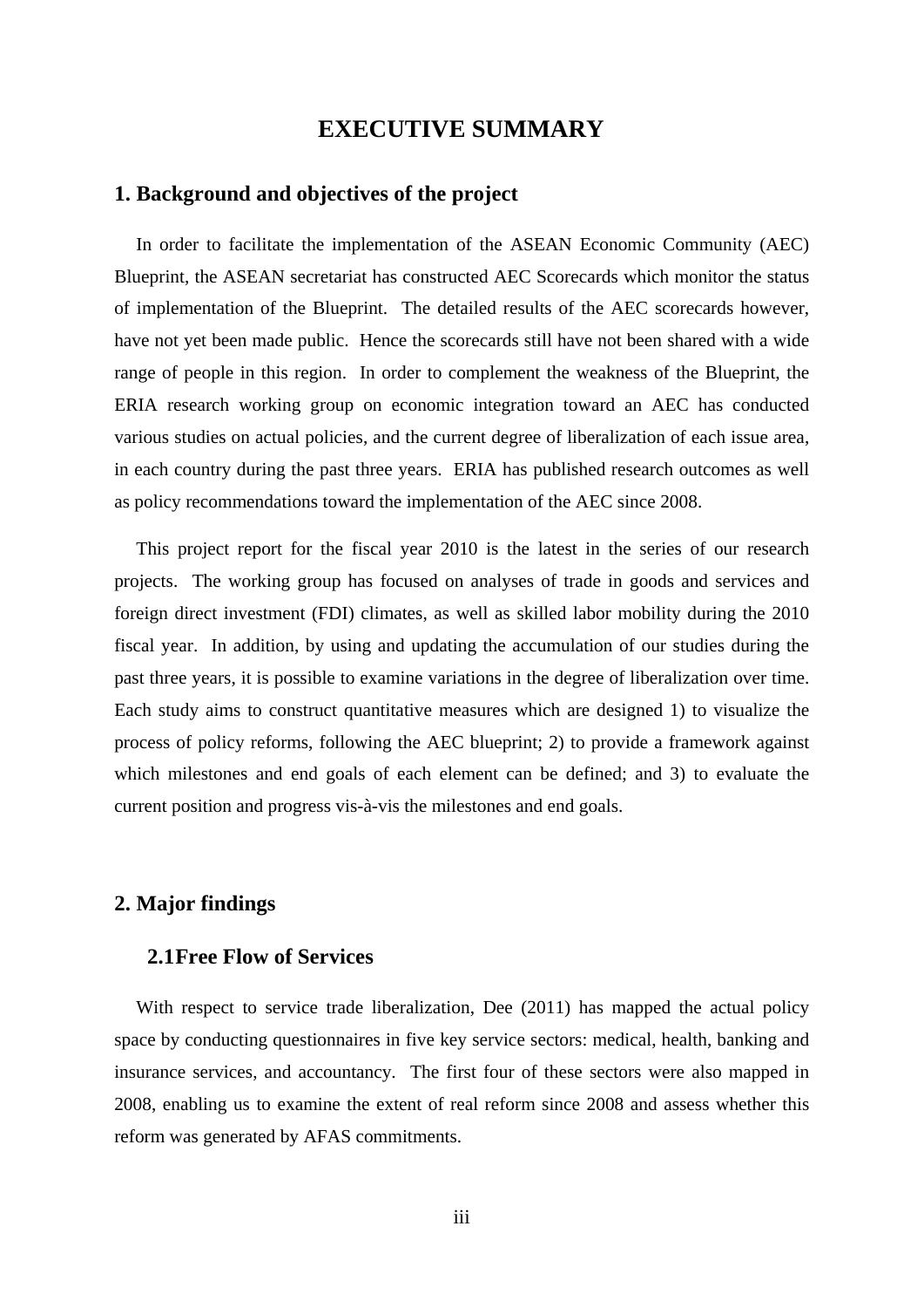# EXECUTIVE SUMMARY

## 1. Background and objectives of the project

In order to facilitate the implementation of the ASEAN Economic Community (AEC) Blueprint, the ASEAN secretariat has constructed AEC Scorecards which monitor the status of implementation of the Blueprint. The detailed results of the AEC scorecards however, have not yet been made public. Hence the scorecards still have not been shared with a wide range of people in this region. In order to complement the weakness of the Blueprint, the ERIA research working group on economic integration toward an AEC has conducted various studies on actual policies, and the current degree of liberalization of each issue area, in each country during the past three years. ERIA has published research outcomes as well as policy recommendations toward the implementation of the AEC since 2008.

This project report for the fiscal year 2010 is the latest in the series of our research projects. The working group has focused on analyses of trade in goods and services and foreign direct investment (FDI) climates, as well as skilled labor mobility during the 2010 fiscal year. In addition, by using and updating the accumulation of our studies during the past three years, it is possible to examine variations in the degree of liberalization over time. Each study aims to construct quantitative measures which are designed 1) to visualize the process of policy reforms, following the AEC blueprint; 2) to provide a framework against which milestones and end goals of each element can be defined; and 3) to evaluate the current position and progress vis-à-vis the milestones and end goals.

## 2. Major findings

### 2.1Free Flow of Services

With respect to service trade liberalization, Dee (2011) has mapped the actual policy space by conducting questionnaires in five key service sectors: medical, health, banking and insurance services, and accountancy. The first four of these sectors were also mapped in 2008, enabling us to examine the extent of real reform since 2008 and assess whether this reform was generated by AFAS commitments.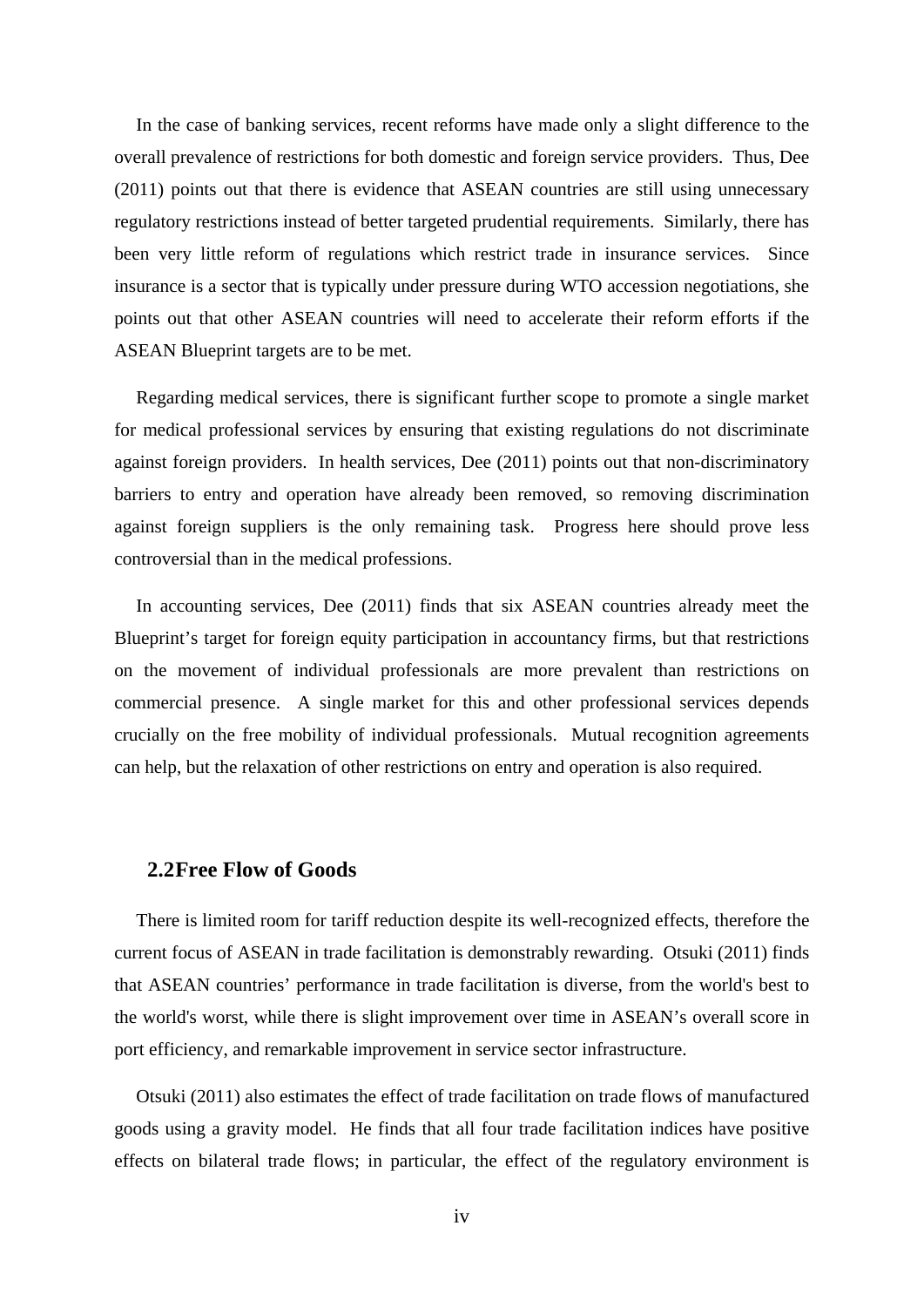In the case of banking services, recent reforms have made only a slight difference to the overall prevalence of restrictions for both domestic and foreign service providers. Thus, Dee (2011) points out that there is evidence that ASEAN countries are still using unnecessary regulatory restrictions instead of better targeted prudential requirements. Similarly, there has been very little reform of regulations which restrict trade in insurance services. Since insurance is a sector that is typically under pressure during WTO accession negotiations, she points out that other ASEAN countries will need to accelerate their reform efforts if the ASEAN Blueprint targets are to be met.

Regarding medical services, there is significant further scope to promote a single market for medical professional services by ensuring that existing regulations do not discriminate against foreign providers. In health services, Dee (2011) points out that non-discriminatory barriers to entry and operation have already been removed, so removing discrimination against foreign suppliers is the only remaining task. Progress here should prove less controversial than in the medical professions.

In accounting services, Dee (2011) finds that six ASEAN countries already meet the Blueprint's target for foreign equity participation in accountancy firms, but that restrictions on the movement of individual professionals are more prevalent than restrictions on commercial presence. A single market for this and other professional services depends crucially on the free mobility of individual professionals. Mutual recognition agreements can help, but the relaxation of other restrictions on entry and operation is also required.

### 2.2 Free Flow of Goods

There is limited room for tariff reduction despite its well-recognized effects, therefore the current focus of ASEAN in trade facilitation is demonstrably rewarding. Otsuki (2011) finds that ASEAN countries' performance in trade facilitation is diverse, from the world's best to the world's worst, while there is slight improvement over time in ASEAN's overall score in port efficiency, and remarkable improvement in service sector infrastructure.

Otsuki (2011) also estimates the effect of trade facilitation on trade flows of manufactured goods using a gravity model. He finds that all four trade facilitation indices have positive effects on bilateral trade flows; in particular, the effect of the regulatory environment is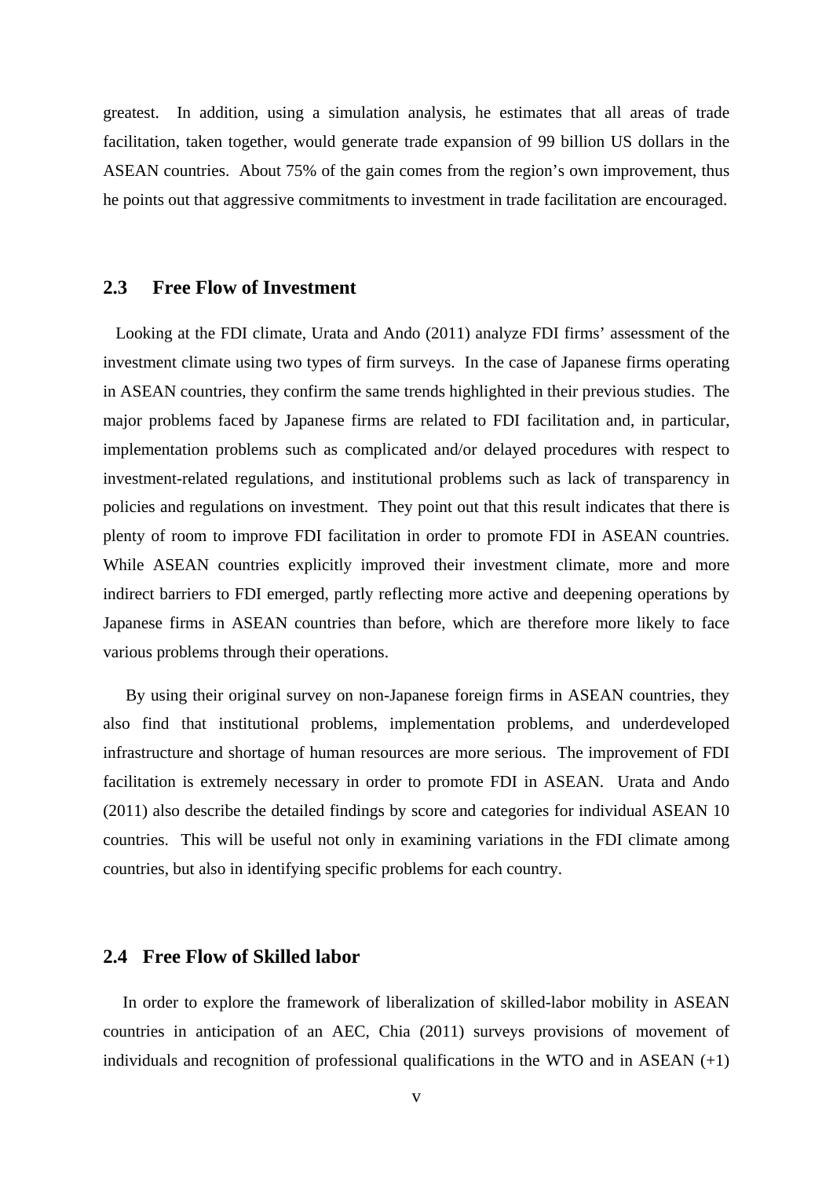greatest. In addition, using a simulation analysis, he estimates that all areas of trade facilitation, taken together, would generate trade expansion of 99 billion US dollars in the ASEAN countries. About 75% of the gain comes from the region's own improvement, thus he points out that aggressive commitments to investment in trade facilitation are encouraged.

## 2.3 Free Flow of Investment

Looking at the FDI climate, Urata and Ando (2011) analyze FDI firms' assessment of the investment climate using two types of firm surveys. In the case of Japanese firms operating in ASEAN countries, they confirm the same trends highlighted in their previous studies. The major problems faced by Japanese firms are related to FDI facilitation and, in particular, implementation problems such as complicated and/or delayed procedures with respect to investment-related regulations, and institutional problems such as lack of transparency in policies and regulations on investment. They point out that this result indicates that there is plenty of room to improve FDI facilitation in order to promote FDI in ASEAN countries. While ASEAN countries explicitly improved their investment climate, more and more indirect barriers to FDI emerged, partly reflecting more active and deepening operations by Japanese firms in ASEAN countries than before, which are therefore more likely to face various problems through their operations.

By using their original survey on non-Japanese foreign firms in ASEAN countries, they also find that institutional problems, implementation problems, and underdeveloped infrastructure and shortage of human resources are more serious. The improvement of FDI facilitation is extremely necessary in order to promote FDI in ASEAN. Urata and Ando (2011) also describe the detailed findings by score and categories for individual ASEAN 10 countries. This will be useful not only in examining variations in the FDI climate among countries, but also in identifying specific problems for each country.

## 2.4 Free Flow of Skilled labor

In order to explore the framework of liberalization of skilled-labor mobility in ASEAN countries in anticipation of an AEC, Chia (2011) surveys provisions of movement of individuals and recognition of professional qualifications in the WTO and in ASEAN (+1)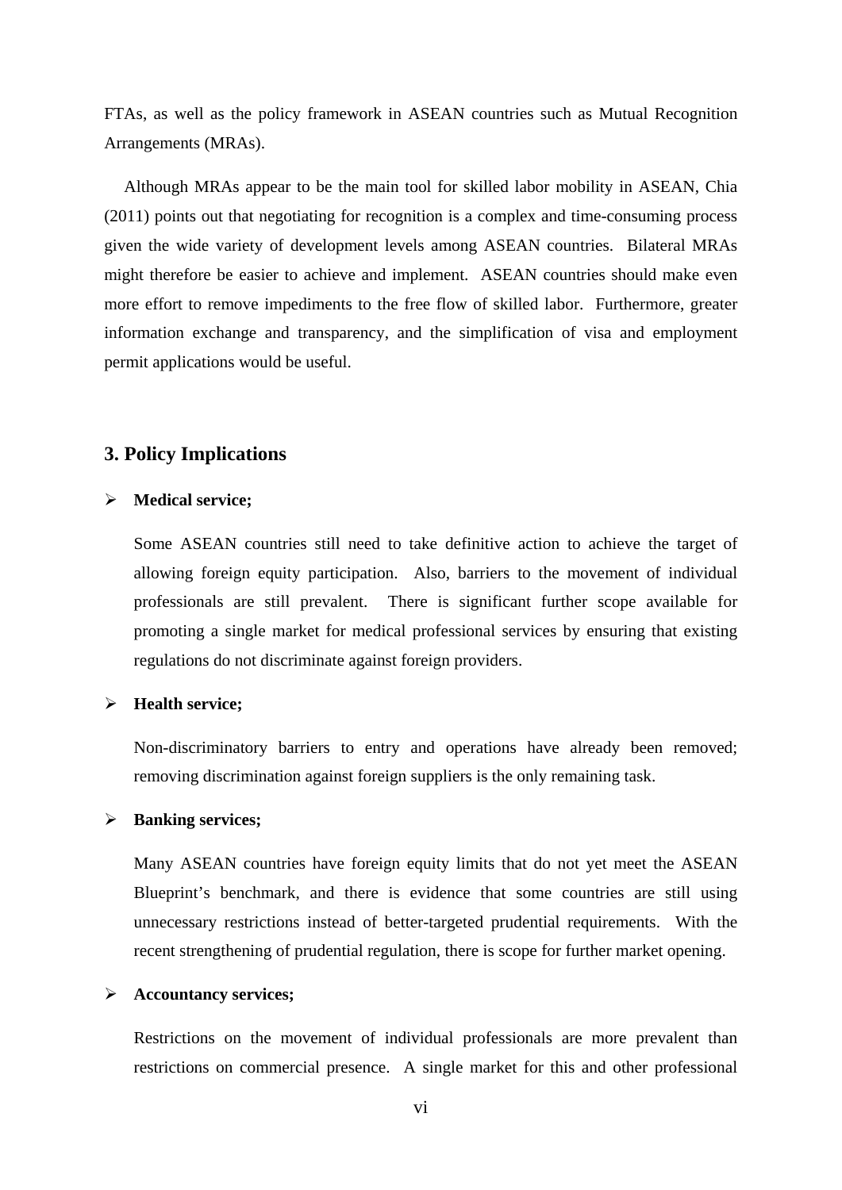FTAs, as well as the policy framework in ASEAN countries such as Mutual Recognition Arrangements (MRAs).

Although MRAs appear to be the main tool for skilled labor mobility in ASEAN, Chia (2011) points out that negotiating for recognition is a complex and time-consuming process given the wide variety of development levels among ASEAN countries. Bilateral MRAs might therefore be easier to achieve and implement. ASEAN countries should make even more effort to remove impediments to the free flow of skilled labor. Furthermore, greater information exchange and transparency, and the simplification of visa and employment permit applications would be useful.

## 3. Policy Implications

- **Medical service;**

  Some ASEAN countries still need to take definitive action to achieve the target of allowing foreign equity participation. Also, barriers to the movement of individual professionals are still prevalent. There is significant further scope available for promoting a single market for medical professional services by ensuring that existing regulations do not discriminate against foreign providers.

- **Health service;**

  Non-discriminatory barriers to entry and operations have already been removed; removing discrimination against foreign suppliers is the only remaining task.

- **Banking services;**

  Many ASEAN countries have foreign equity limits that do not yet meet the ASEAN Blueprint's benchmark, and there is evidence that some countries are still using unnecessary restrictions instead of better-targeted prudential requirements. With the recent strengthening of prudential regulation, there is scope for further market opening.

- **Accountancy services;**

  Restrictions on the movement of individual professionals are more prevalent than restrictions on commercial presence. A single market for this and other professional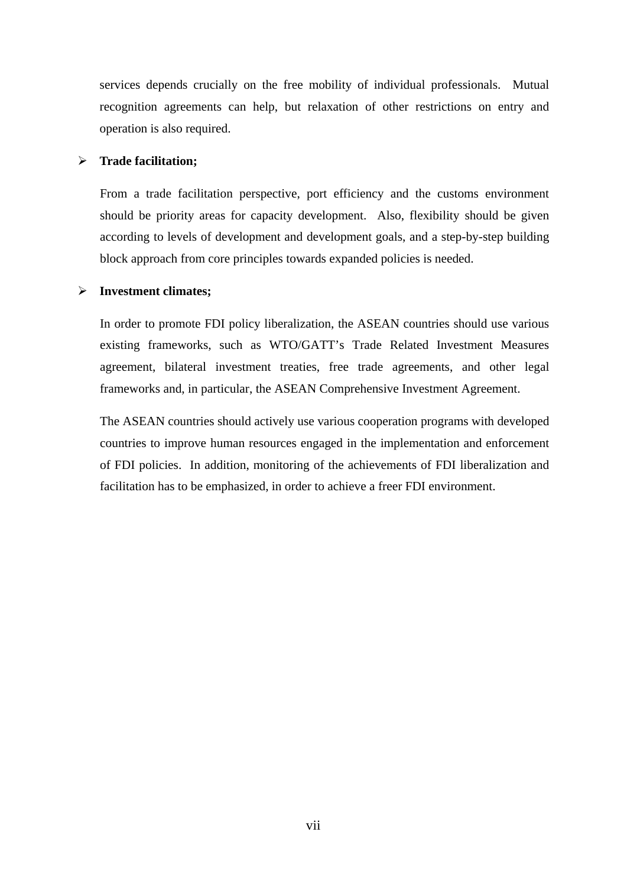services depends crucially on the free mobility of individual professionals. Mutual recognition agreements can help, but relaxation of other restrictions on entry and operation is also required.

- **Trade facilitation;**

  From a trade facilitation perspective, port efficiency and the customs environment should be priority areas for capacity development. Also, flexibility should be given according to levels of development and development goals, and a step-by-step building block approach from core principles towards expanded policies is needed.

- **Investment climates;**

  In order to promote FDI policy liberalization, the ASEAN countries should use various existing frameworks, such as WTO/GATT's Trade Related Investment Measures agreement, bilateral investment treaties, free trade agreements, and other legal frameworks and, in particular, the ASEAN Comprehensive Investment Agreement.

  The ASEAN countries should actively use various cooperation programs with developed countries to improve human resources engaged in the implementation and enforcement of FDI policies. In addition, monitoring of the achievements of FDI liberalization and facilitation has to be emphasized, in order to achieve a freer FDI environment.